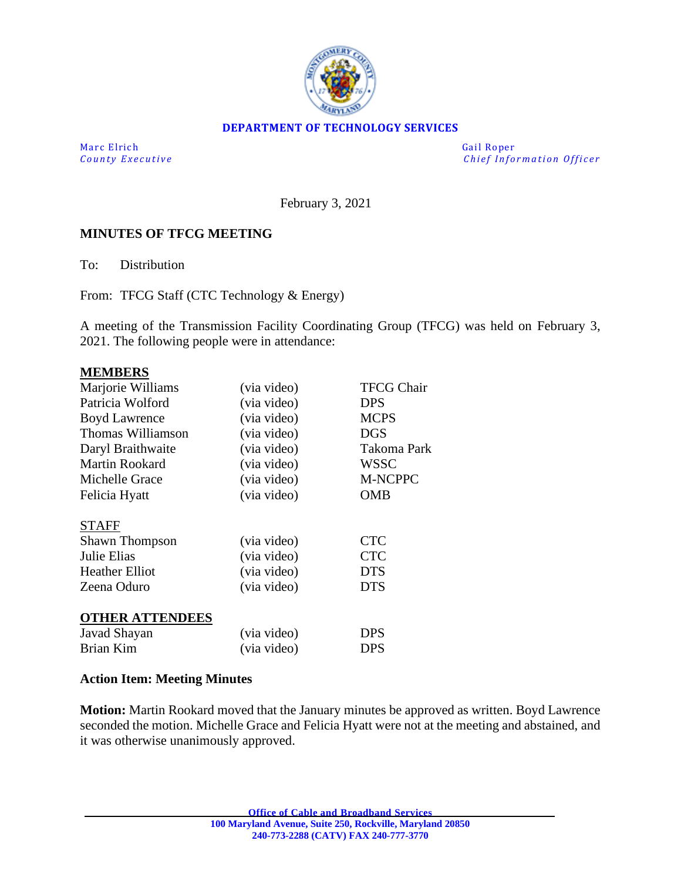**DEPARTMENT OF TECHNOLOGY SERVICES**

Marc Elrich
*County Executive*

Gail Roper
*Chief Information Officer*

February 3, 2021

## MINUTES OF TFCG MEETING

To: Distribution

From: TFCG Staff (CTC Technology & Energy)

A meeting of the Transmission Facility Coordinating Group (TFCG) was held on February 3, 2021. The following people were in attendance:

**MEMBERS**

| | | |
|---|---|---|
| Marjorie Williams | (via video) | TFCG Chair |
| Patricia Wolford | (via video) | DPS |
| Boyd Lawrence | (via video) | MCPS |
| Thomas Williamson | (via video) | DGS |
| Daryl Braithwaite | (via video) | Takoma Park |
| Martin Rookard | (via video) | WSSC |
| Michelle Grace | (via video) | M-NCPPC |
| Felicia Hyatt | (via video) | OMB |

STAFF

| | | |
|---|---|---|
| Shawn Thompson | (via video) | CTC |
| Julie Elias | (via video) | CTC |
| Heather Elliot | (via video) | DTS |
| Zeena Oduro | (via video) | DTS |

**OTHER ATTENDEES**

| | | |
|---|---|---|
| Javad Shayan | (via video) | DPS |
| Brian Kim | (via video) | DPS |

### Action Item: Meeting Minutes

**Motion:** Martin Rookard moved that the January minutes be approved as written. Boyd Lawrence seconded the motion. Michelle Grace and Felicia Hyatt were not at the meeting and abstained, and it was otherwise unanimously approved.

Office of Cable and Broadband Services
100 Maryland Avenue, Suite 250, Rockville, Maryland 20850
240-773-2288 (CATV) FAX 240-777-3770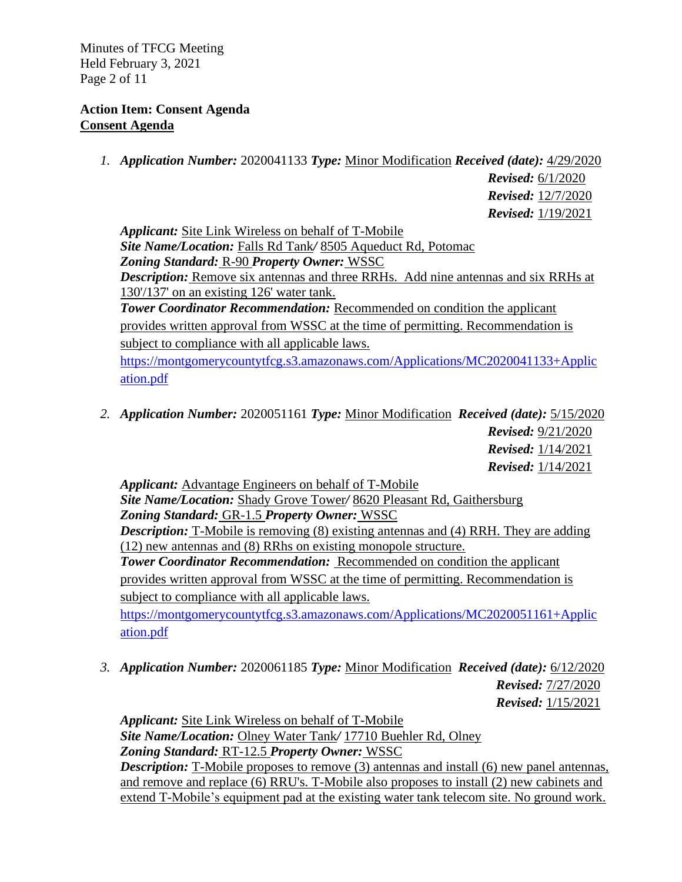**Action Item: Consent Agenda**
**Consent Agenda**

1. ***Application Number:*** 2020041133 ***Type:*** Minor Modification ***Received (date):*** 4/29/2020
   ***Revised:*** 6/1/2020
   ***Revised:*** 12/7/2020
   ***Revised:*** 1/19/2021

   ***Applicant:*** Site Link Wireless on behalf of T-Mobile
   ***Site Name/Location:*** Falls Rd Tank/ 8505 Aqueduct Rd, Potomac
   ***Zoning Standard:*** R-90 ***Property Owner:*** WSSC
   ***Description:*** Remove six antennas and three RRHs. Add nine antennas and six RRHs at 130'/137' on an existing 126' water tank.
   ***Tower Coordinator Recommendation:*** Recommended on condition the applicant provides written approval from WSSC at the time of permitting. Recommendation is subject to compliance with all applicable laws.
   https://montgomerycountytfcg.s3.amazonaws.com/Applications/MC2020041133+Application.pdf

2. ***Application Number:*** 2020051161 ***Type:*** Minor Modification ***Received (date):*** 5/15/2020
   ***Revised:*** 9/21/2020
   ***Revised:*** 1/14/2021
   ***Revised:*** 1/14/2021

   ***Applicant:*** Advantage Engineers on behalf of T-Mobile
   ***Site Name/Location:*** Shady Grove Tower/ 8620 Pleasant Rd, Gaithersburg
   ***Zoning Standard:*** GR-1.5 ***Property Owner:*** WSSC
   ***Description:*** T-Mobile is removing (8) existing antennas and (4) RRH. They are adding (12) new antennas and (8) RRhs on existing monopole structure.
   ***Tower Coordinator Recommendation:*** Recommended on condition the applicant provides written approval from WSSC at the time of permitting. Recommendation is subject to compliance with all applicable laws.
   https://montgomerycountytfcg.s3.amazonaws.com/Applications/MC2020051161+Application.pdf

3. ***Application Number:*** 2020061185 ***Type:*** Minor Modification ***Received (date):*** 6/12/2020
   ***Revised:*** 7/27/2020
   ***Revised:*** 1/15/2021

   ***Applicant:*** Site Link Wireless on behalf of T-Mobile
   ***Site Name/Location:*** Olney Water Tank/ 17710 Buehler Rd, Olney
   ***Zoning Standard:*** RT-12.5 ***Property Owner:*** WSSC
   ***Description:*** T-Mobile proposes to remove (3) antennas and install (6) new panel antennas, and remove and replace (6) RRU's. T-Mobile also proposes to install (2) new cabinets and extend T-Mobile's equipment pad at the existing water tank telecom site. No ground work.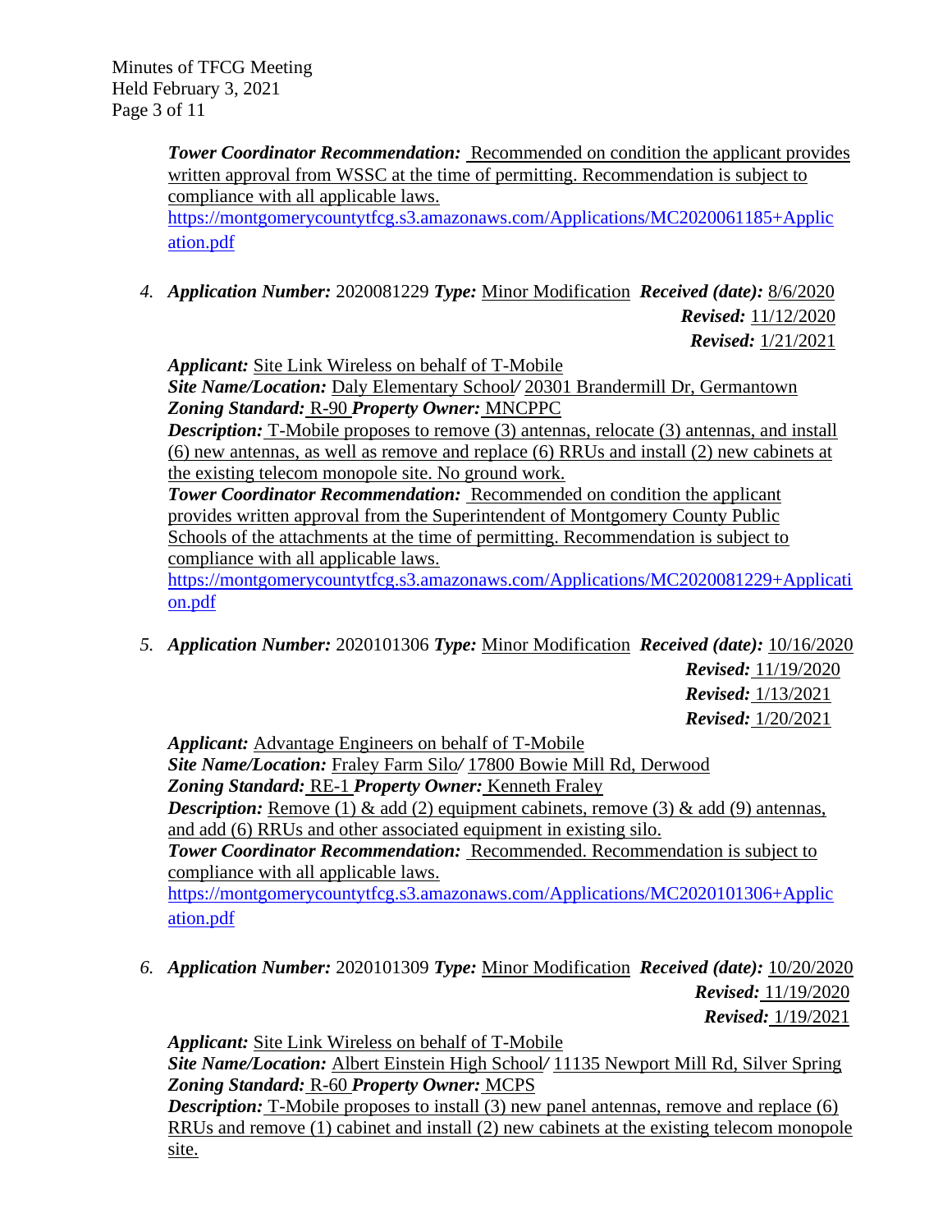***Tower Coordinator Recommendation:*** Recommended on condition the applicant provides written approval from WSSC at the time of permitting. Recommendation is subject to compliance with all applicable laws.
https://montgomerycountytfcg.s3.amazonaws.com/Applications/MC2020061185+Application.pdf

4. ***Application Number:*** 2020081229 ***Type:*** Minor Modification ***Received (date):*** 8/6/2020
   ***Revised:*** 11/12/2020
   ***Revised:*** 1/21/2021

   ***Applicant:*** Site Link Wireless on behalf of T-Mobile
   ***Site Name/Location:*** Daly Elementary School*/* 20301 Brandermill Dr, Germantown
   ***Zoning Standard:*** R-90 ***Property Owner:*** MNCPPC
   ***Description:*** T-Mobile proposes to remove (3) antennas, relocate (3) antennas, and install (6) new antennas, as well as remove and replace (6) RRUs and install (2) new cabinets at the existing telecom monopole site. No ground work.
   ***Tower Coordinator Recommendation:*** Recommended on condition the applicant provides written approval from the Superintendent of Montgomery County Public Schools of the attachments at the time of permitting. Recommendation is subject to compliance with all applicable laws.
   https://montgomerycountytfcg.s3.amazonaws.com/Applications/MC2020081229+Application.pdf

5. ***Application Number:*** 2020101306 ***Type:*** Minor Modification ***Received (date):*** 10/16/2020
   ***Revised:*** 11/19/2020
   ***Revised:*** 1/13/2021
   ***Revised:*** 1/20/2021

   ***Applicant:*** Advantage Engineers on behalf of T-Mobile
   ***Site Name/Location:*** Fraley Farm Silo*/* 17800 Bowie Mill Rd, Derwood
   ***Zoning Standard:*** RE-1 ***Property Owner:*** Kenneth Fraley
   ***Description:*** Remove (1) & add (2) equipment cabinets, remove (3) & add (9) antennas, and add (6) RRUs and other associated equipment in existing silo.
   ***Tower Coordinator Recommendation:*** Recommended. Recommendation is subject to compliance with all applicable laws.
   https://montgomerycountytfcg.s3.amazonaws.com/Applications/MC2020101306+Application.pdf

6. ***Application Number:*** 2020101309 ***Type:*** Minor Modification ***Received (date):*** 10/20/2020
   ***Revised:*** 11/19/2020
   ***Revised:*** 1/19/2021

   ***Applicant:*** Site Link Wireless on behalf of T-Mobile
   ***Site Name/Location:*** Albert Einstein High School*/* 11135 Newport Mill Rd, Silver Spring
   ***Zoning Standard:*** R-60 ***Property Owner:*** MCPS
   ***Description:*** T-Mobile proposes to install (3) new panel antennas, remove and replace (6) RRUs and remove (1) cabinet and install (2) new cabinets at the existing telecom monopole site.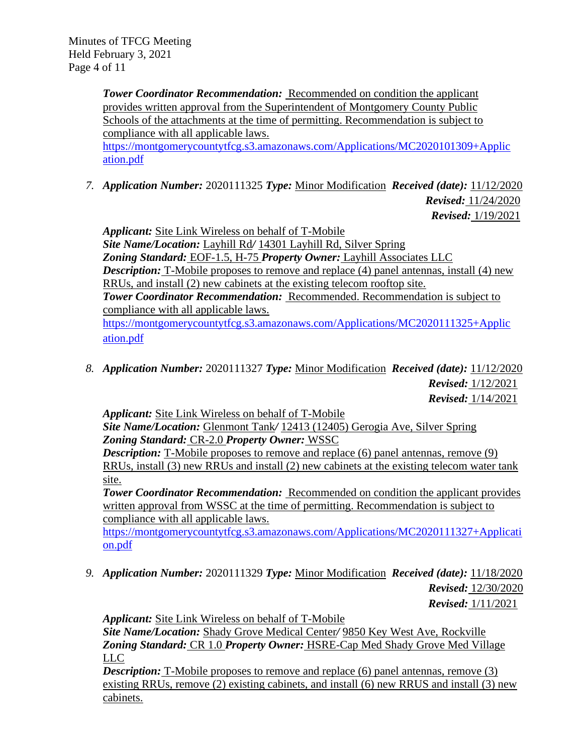***Tower Coordinator Recommendation:*** Recommended on condition the applicant provides written approval from the Superintendent of Montgomery County Public Schools of the attachments at the time of permitting. Recommendation is subject to compliance with all applicable laws.
https://montgomerycountytfcg.s3.amazonaws.com/Applications/MC2020101309+Application.pdf

7. ***Application Number:*** 2020111325 ***Type:*** Minor Modification ***Received (date):*** 11/12/2020
   ***Revised:*** 11/24/2020
   ***Revised:*** 1/19/2021

   ***Applicant:*** Site Link Wireless on behalf of T-Mobile
   ***Site Name/Location:*** Layhill Rd*/* 14301 Layhill Rd, Silver Spring
   ***Zoning Standard:*** EOF-1.5, H-75 ***Property Owner:*** Layhill Associates LLC
   ***Description:*** T-Mobile proposes to remove and replace (4) panel antennas, install (4) new RRUs, and install (2) new cabinets at the existing telecom rooftop site.
   ***Tower Coordinator Recommendation:*** Recommended. Recommendation is subject to compliance with all applicable laws.
   https://montgomerycountytfcg.s3.amazonaws.com/Applications/MC2020111325+Application.pdf

8. ***Application Number:*** 2020111327 ***Type:*** Minor Modification ***Received (date):*** 11/12/2020
   ***Revised:*** 1/12/2021
   ***Revised:*** 1/14/2021

   ***Applicant:*** Site Link Wireless on behalf of T-Mobile
   ***Site Name/Location:*** Glenmont Tank*/* 12413 (12405) Gerogia Ave, Silver Spring
   ***Zoning Standard:*** CR-2.0 ***Property Owner:*** WSSC
   ***Description:*** T-Mobile proposes to remove and replace (6) panel antennas, remove (9) RRUs, install (3) new RRUs and install (2) new cabinets at the existing telecom water tank site.
   ***Tower Coordinator Recommendation:*** Recommended on condition the applicant provides written approval from WSSC at the time of permitting. Recommendation is subject to compliance with all applicable laws.
   https://montgomerycountytfcg.s3.amazonaws.com/Applications/MC2020111327+Application.pdf

9. ***Application Number:*** 2020111329 ***Type:*** Minor Modification ***Received (date):*** 11/18/2020
   ***Revised:*** 12/30/2020
   ***Revised:*** 1/11/2021

   ***Applicant:*** Site Link Wireless on behalf of T-Mobile
   ***Site Name/Location:*** Shady Grove Medical Center*/* 9850 Key West Ave, Rockville
   ***Zoning Standard:*** CR 1.0 ***Property Owner:*** HSRE-Cap Med Shady Grove Med Village LLC
   ***Description:*** T-Mobile proposes to remove and replace (6) panel antennas, remove (3) existing RRUs, remove (2) existing cabinets, and install (6) new RRUS and install (3) new cabinets.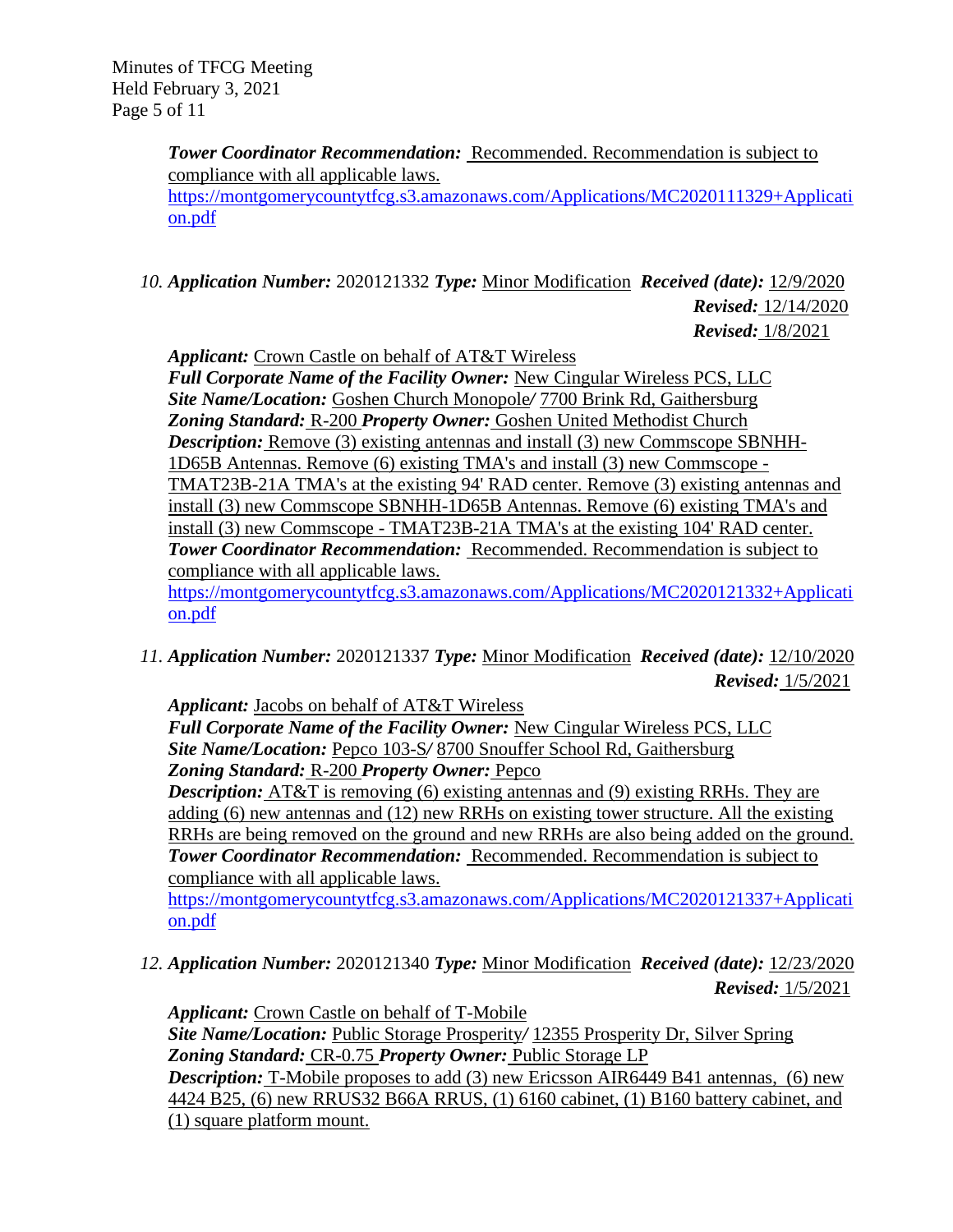***Tower Coordinator Recommendation:*** Recommended. Recommendation is subject to compliance with all applicable laws.
https://montgomerycountytfcg.s3.amazonaws.com/Applications/MC2020111329+Application.pdf

10. ***Application Number:*** 2020121332 ***Type:*** Minor Modification ***Received (date):*** 12/9/2020
***Revised:*** 12/14/2020
***Revised:*** 1/8/2021

***Applicant:*** Crown Castle on behalf of AT&T Wireless
***Full Corporate Name of the Facility Owner:*** New Cingular Wireless PCS, LLC
***Site Name/Location:*** Goshen Church Monopole/ 7700 Brink Rd, Gaithersburg
***Zoning Standard:*** R-200 ***Property Owner:*** Goshen United Methodist Church
***Description:*** Remove (3) existing antennas and install (3) new Commscope SBNHH-1D65B Antennas. Remove (6) existing TMA's and install (3) new Commscope - TMAT23B-21A TMA's at the existing 94' RAD center. Remove (3) existing antennas and install (3) new Commscope SBNHH-1D65B Antennas. Remove (6) existing TMA's and install (3) new Commscope - TMAT23B-21A TMA's at the existing 104' RAD center.
***Tower Coordinator Recommendation:*** Recommended. Recommendation is subject to compliance with all applicable laws.
https://montgomerycountytfcg.s3.amazonaws.com/Applications/MC2020121332+Application.pdf

11. ***Application Number:*** 2020121337 ***Type:*** Minor Modification ***Received (date):*** 12/10/2020
***Revised:*** 1/5/2021

***Applicant:*** Jacobs on behalf of AT&T Wireless
***Full Corporate Name of the Facility Owner:*** New Cingular Wireless PCS, LLC
***Site Name/Location:*** Pepco 103-S/ 8700 Snouffer School Rd, Gaithersburg
***Zoning Standard:*** R-200 ***Property Owner:*** Pepco
***Description:*** AT&T is removing (6) existing antennas and (9) existing RRHs. They are adding (6) new antennas and (12) new RRHs on existing tower structure. All the existing RRHs are being removed on the ground and new RRHs are also being added on the ground.
***Tower Coordinator Recommendation:*** Recommended. Recommendation is subject to compliance with all applicable laws.
https://montgomerycountytfcg.s3.amazonaws.com/Applications/MC2020121337+Application.pdf

12. ***Application Number:*** 2020121340 ***Type:*** Minor Modification ***Received (date):*** 12/23/2020
***Revised:*** 1/5/2021

***Applicant:*** Crown Castle on behalf of T-Mobile
***Site Name/Location:*** Public Storage Prosperity/ 12355 Prosperity Dr, Silver Spring
***Zoning Standard:*** CR-0.75 ***Property Owner:*** Public Storage LP
***Description:*** T-Mobile proposes to add (3) new Ericsson AIR6449 B41 antennas, (6) new 4424 B25, (6) new RRUS32 B66A RRUS, (1) 6160 cabinet, (1) B160 battery cabinet, and (1) square platform mount.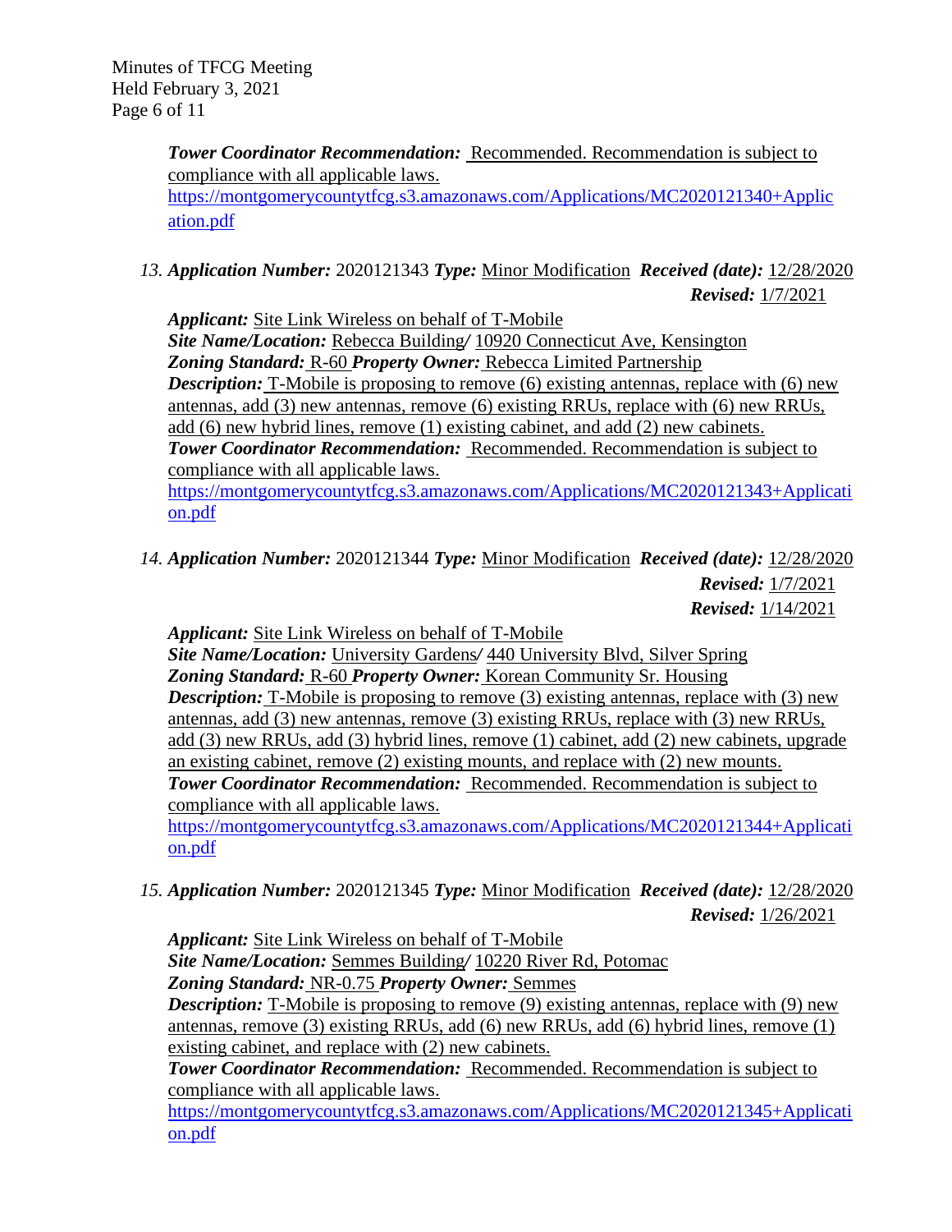***Tower Coordinator Recommendation:*** Recommended. Recommendation is subject to compliance with all applicable laws.
https://montgomerycountytfcg.s3.amazonaws.com/Applications/MC2020121340+Application.pdf

13. ***Application Number:*** 2020121343 ***Type:*** Minor Modification ***Received (date):*** 12/28/2020
***Revised:*** 1/7/2021

***Applicant:*** Site Link Wireless on behalf of T-Mobile
***Site Name/Location:*** Rebecca Building/ 10920 Connecticut Ave, Kensington
***Zoning Standard:*** R-60 ***Property Owner:*** Rebecca Limited Partnership
***Description:*** T-Mobile is proposing to remove (6) existing antennas, replace with (6) new antennas, add (3) new antennas, remove (6) existing RRUs, replace with (6) new RRUs, add (6) new hybrid lines, remove (1) existing cabinet, and add (2) new cabinets.
***Tower Coordinator Recommendation:*** Recommended. Recommendation is subject to compliance with all applicable laws.
https://montgomerycountytfcg.s3.amazonaws.com/Applications/MC2020121343+Application.pdf

14. ***Application Number:*** 2020121344 ***Type:*** Minor Modification ***Received (date):*** 12/28/2020
***Revised:*** 1/7/2021
***Revised:*** 1/14/2021

***Applicant:*** Site Link Wireless on behalf of T-Mobile
***Site Name/Location:*** University Gardens/ 440 University Blvd, Silver Spring
***Zoning Standard:*** R-60 ***Property Owner:*** Korean Community Sr. Housing
***Description:*** T-Mobile is proposing to remove (3) existing antennas, replace with (3) new antennas, add (3) new antennas, remove (3) existing RRUs, replace with (3) new RRUs, add (3) new RRUs, add (3) hybrid lines, remove (1) cabinet, add (2) new cabinets, upgrade an existing cabinet, remove (2) existing mounts, and replace with (2) new mounts.
***Tower Coordinator Recommendation:*** Recommended. Recommendation is subject to compliance with all applicable laws.
https://montgomerycountytfcg.s3.amazonaws.com/Applications/MC2020121344+Application.pdf

15. ***Application Number:*** 2020121345 ***Type:*** Minor Modification ***Received (date):*** 12/28/2020
***Revised:*** 1/26/2021

***Applicant:*** Site Link Wireless on behalf of T-Mobile
***Site Name/Location:*** Semmes Building/ 10220 River Rd, Potomac
***Zoning Standard:*** NR-0.75 ***Property Owner:*** Semmes
***Description:*** T-Mobile is proposing to remove (9) existing antennas, replace with (9) new antennas, remove (3) existing RRUs, add (6) new RRUs, add (6) hybrid lines, remove (1) existing cabinet, and replace with (2) new cabinets.
***Tower Coordinator Recommendation:*** Recommended. Recommendation is subject to compliance with all applicable laws.
https://montgomerycountytfcg.s3.amazonaws.com/Applications/MC2020121345+Application.pdf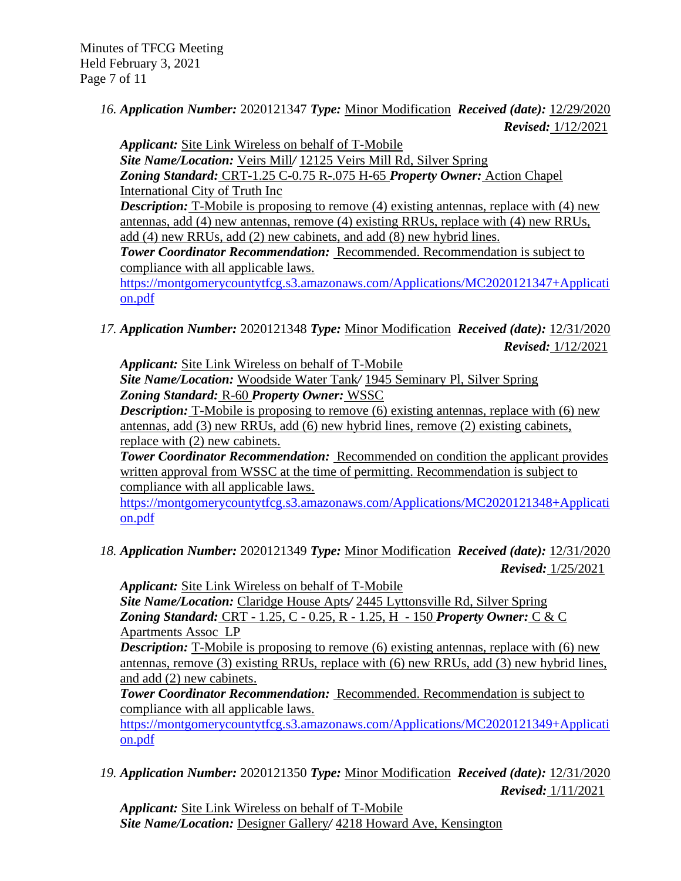16. ***Application Number:*** 2020121347 ***Type:*** Minor Modification ***Received (date):*** 12/29/2020 ***Revised:*** 1/12/2021

***Applicant:*** Site Link Wireless on behalf of T-Mobile
***Site Name/Location:*** Veirs Mill/ 12125 Veirs Mill Rd, Silver Spring
***Zoning Standard:*** CRT-1.25 C-0.75 R-.075 H-65 ***Property Owner:*** Action Chapel International City of Truth Inc
***Description:*** T-Mobile is proposing to remove (4) existing antennas, replace with (4) new antennas, add (4) new antennas, remove (4) existing RRUs, replace with (4) new RRUs, add (4) new RRUs, add (2) new cabinets, and add (8) new hybrid lines.
***Tower Coordinator Recommendation:*** Recommended. Recommendation is subject to compliance with all applicable laws.
https://montgomerycountytfcg.s3.amazonaws.com/Applications/MC2020121347+Application.pdf

17. ***Application Number:*** 2020121348 ***Type:*** Minor Modification ***Received (date):*** 12/31/2020 ***Revised:*** 1/12/2021

***Applicant:*** Site Link Wireless on behalf of T-Mobile
***Site Name/Location:*** Woodside Water Tank/ 1945 Seminary Pl, Silver Spring
***Zoning Standard:*** R-60 ***Property Owner:*** WSSC
***Description:*** T-Mobile is proposing to remove (6) existing antennas, replace with (6) new antennas, add (3) new RRUs, add (6) new hybrid lines, remove (2) existing cabinets, replace with (2) new cabinets.
***Tower Coordinator Recommendation:*** Recommended on condition the applicant provides written approval from WSSC at the time of permitting. Recommendation is subject to compliance with all applicable laws.
https://montgomerycountytfcg.s3.amazonaws.com/Applications/MC2020121348+Application.pdf

18. ***Application Number:*** 2020121349 ***Type:*** Minor Modification ***Received (date):*** 12/31/2020 ***Revised:*** 1/25/2021

***Applicant:*** Site Link Wireless on behalf of T-Mobile
***Site Name/Location:*** Claridge House Apts/ 2445 Lyttonsville Rd, Silver Spring
***Zoning Standard:*** CRT - 1.25, C - 0.25, R - 1.25, H - 150 ***Property Owner:*** C & C Apartments Assoc LP
***Description:*** T-Mobile is proposing to remove (6) existing antennas, replace with (6) new antennas, remove (3) existing RRUs, replace with (6) new RRUs, add (3) new hybrid lines, and add (2) new cabinets.
***Tower Coordinator Recommendation:*** Recommended. Recommendation is subject to compliance with all applicable laws.
https://montgomerycountytfcg.s3.amazonaws.com/Applications/MC2020121349+Application.pdf

19. ***Application Number:*** 2020121350 ***Type:*** Minor Modification ***Received (date):*** 12/31/2020 ***Revised:*** 1/11/2021

***Applicant:*** Site Link Wireless on behalf of T-Mobile
***Site Name/Location:*** Designer Gallery/ 4218 Howard Ave, Kensington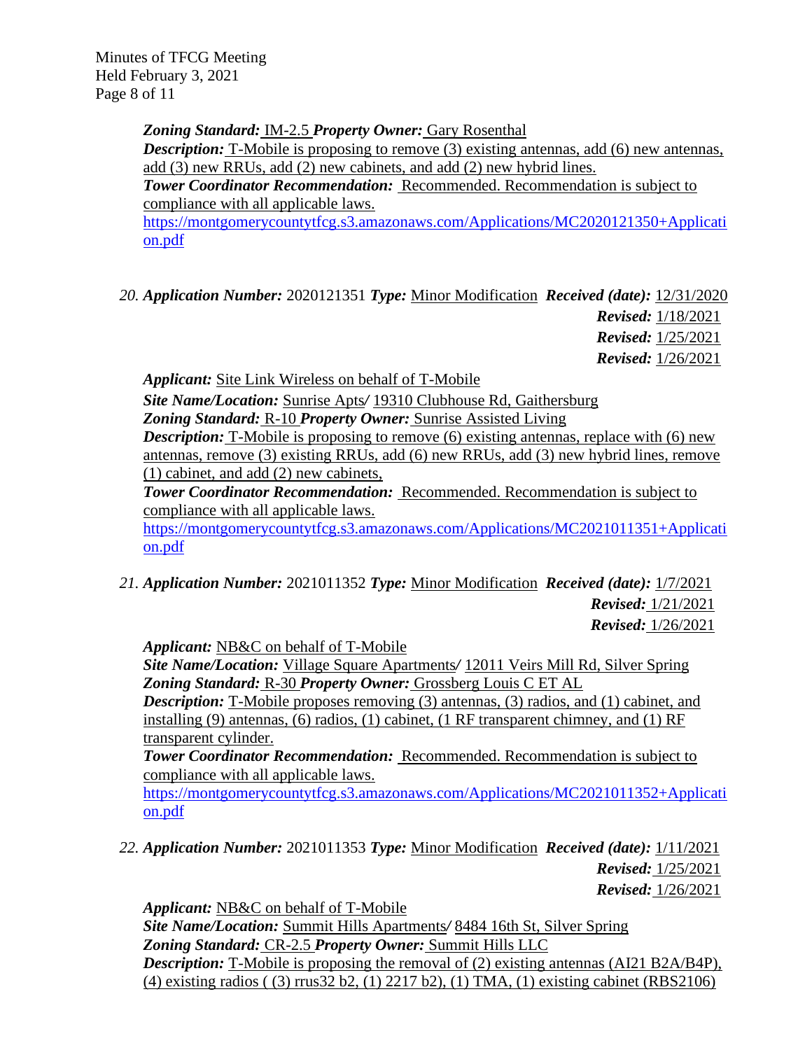***Zoning Standard:*** IM-2.5 ***Property Owner:*** Gary Rosenthal
***Description:*** T-Mobile is proposing to remove (3) existing antennas, add (6) new antennas, add (3) new RRUs, add (2) new cabinets, and add (2) new hybrid lines.
***Tower Coordinator Recommendation:*** Recommended. Recommendation is subject to compliance with all applicable laws.
https://montgomerycountytfcg.s3.amazonaws.com/Applications/MC2020121350+Application.pdf

20. ***Application Number:*** 2020121351 ***Type:*** Minor Modification ***Received (date):*** 12/31/2020
***Revised:*** 1/18/2021
***Revised:*** 1/25/2021
***Revised:*** 1/26/2021

***Applicant:*** Site Link Wireless on behalf of T-Mobile
***Site Name/Location:*** Sunrise Apts/ 19310 Clubhouse Rd, Gaithersburg
***Zoning Standard:*** R-10 ***Property Owner:*** Sunrise Assisted Living
***Description:*** T-Mobile is proposing to remove (6) existing antennas, replace with (6) new antennas, remove (3) existing RRUs, add (6) new RRUs, add (3) new hybrid lines, remove (1) cabinet, and add (2) new cabinets,
***Tower Coordinator Recommendation:*** Recommended. Recommendation is subject to compliance with all applicable laws.
https://montgomerycountytfcg.s3.amazonaws.com/Applications/MC2021011351+Application.pdf

21. ***Application Number:*** 2021011352 ***Type:*** Minor Modification ***Received (date):*** 1/7/2021
***Revised:*** 1/21/2021
***Revised:*** 1/26/2021

***Applicant:*** NB&C on behalf of T-Mobile
***Site Name/Location:*** Village Square Apartments/ 12011 Veirs Mill Rd, Silver Spring
***Zoning Standard:*** R-30 ***Property Owner:*** Grossberg Louis C ET AL
***Description:*** T-Mobile proposes removing (3) antennas, (3) radios, and (1) cabinet, and installing (9) antennas, (6) radios, (1) cabinet, (1 RF transparent chimney, and (1) RF transparent cylinder.
***Tower Coordinator Recommendation:*** Recommended. Recommendation is subject to compliance with all applicable laws.
https://montgomerycountytfcg.s3.amazonaws.com/Applications/MC2021011352+Application.pdf

22. ***Application Number:*** 2021011353 ***Type:*** Minor Modification ***Received (date):*** 1/11/2021
***Revised:*** 1/25/2021
***Revised:*** 1/26/2021

***Applicant:*** NB&C on behalf of T-Mobile
***Site Name/Location:*** Summit Hills Apartments/ 8484 16th St, Silver Spring
***Zoning Standard:*** CR-2.5 ***Property Owner:*** Summit Hills LLC
***Description:*** T-Mobile is proposing the removal of (2) existing antennas (AI21 B2A/B4P), (4) existing radios ( (3) rrus32 b2, (1) 2217 b2), (1) TMA, (1) existing cabinet (RBS2106)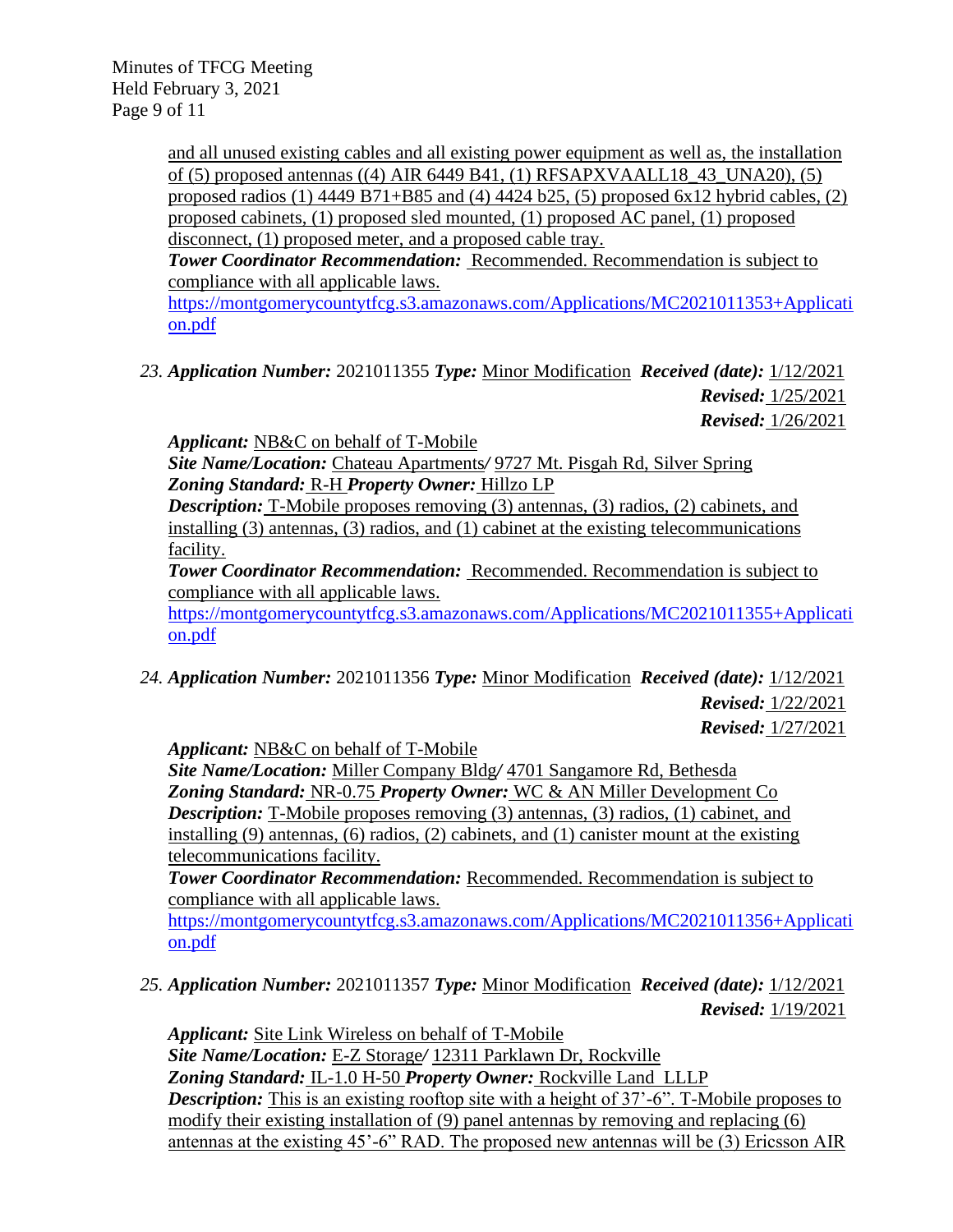and all unused existing cables and all existing power equipment as well as, the installation of (5) proposed antennas ((4) AIR 6449 B41, (1) RFSAPXVAALL18_43_UNA20), (5) proposed radios (1) 4449 B71+B85 and (4) 4424 b25, (5) proposed 6x12 hybrid cables, (2) proposed cabinets, (1) proposed sled mounted, (1) proposed AC panel, (1) proposed disconnect, (1) proposed meter, and a proposed cable tray.

***Tower Coordinator Recommendation:*** Recommended. Recommendation is subject to compliance with all applicable laws.

https://montgomerycountytfcg.s3.amazonaws.com/Applications/MC2021011353+Application.pdf

23. ***Application Number:*** 2021011355 ***Type:*** Minor Modification ***Received (date):*** 1/12/2021
***Revised:*** 1/25/2021
***Revised:*** 1/26/2021

***Applicant:*** NB&C on behalf of T-Mobile
***Site Name/Location:*** Chateau Apartments/ 9727 Mt. Pisgah Rd, Silver Spring
***Zoning Standard:*** R-H ***Property Owner:*** Hillzo LP
***Description:*** T-Mobile proposes removing (3) antennas, (3) radios, (2) cabinets, and installing (3) antennas, (3) radios, and (1) cabinet at the existing telecommunications facility.
***Tower Coordinator Recommendation:*** Recommended. Recommendation is subject to compliance with all applicable laws.
https://montgomerycountytfcg.s3.amazonaws.com/Applications/MC2021011355+Application.pdf

24. ***Application Number:*** 2021011356 ***Type:*** Minor Modification ***Received (date):*** 1/12/2021
***Revised:*** 1/22/2021
***Revised:*** 1/27/2021

***Applicant:*** NB&C on behalf of T-Mobile
***Site Name/Location:*** Miller Company Bldg/ 4701 Sangamore Rd, Bethesda
***Zoning Standard:*** NR-0.75 ***Property Owner:*** WC & AN Miller Development Co
***Description:*** T-Mobile proposes removing (3) antennas, (3) radios, (1) cabinet, and installing (9) antennas, (6) radios, (2) cabinets, and (1) canister mount at the existing telecommunications facility.
***Tower Coordinator Recommendation:*** Recommended. Recommendation is subject to compliance with all applicable laws.
https://montgomerycountytfcg.s3.amazonaws.com/Applications/MC2021011356+Application.pdf

25. ***Application Number:*** 2021011357 ***Type:*** Minor Modification ***Received (date):*** 1/12/2021
***Revised:*** 1/19/2021

***Applicant:*** Site Link Wireless on behalf of T-Mobile
***Site Name/Location:*** E-Z Storage/ 12311 Parklawn Dr, Rockville
***Zoning Standard:*** IL-1.0 H-50 ***Property Owner:*** Rockville Land LLLP
***Description:*** This is an existing rooftop site with a height of 37'-6". T-Mobile proposes to modify their existing installation of (9) panel antennas by removing and replacing (6) antennas at the existing 45'-6" RAD. The proposed new antennas will be (3) Ericsson AIR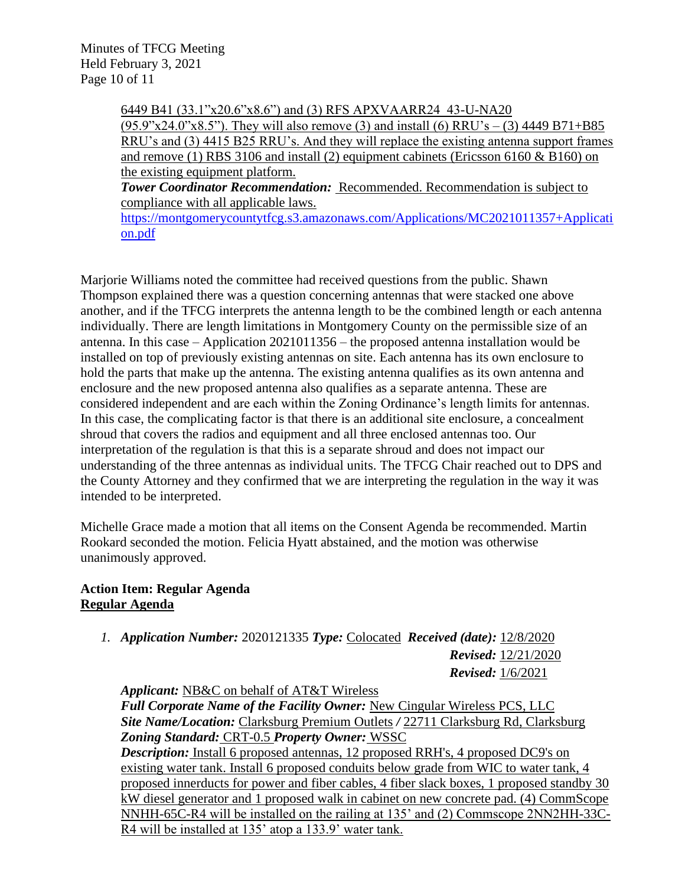6449 B41 (33.1"x20.6"x8.6") and (3) RFS APXVAARR24_43-U-NA20 (95.9"x24.0"x8.5"). They will also remove (3) and install (6) RRU's – (3) 4449 B71+B85 RRU's and (3) 4415 B25 RRU's. And they will replace the existing antenna support frames and remove (1) RBS 3106 and install (2) equipment cabinets (Ericsson 6160 & B160) on the existing equipment platform.
***Tower Coordinator Recommendation:*** Recommended. Recommendation is subject to compliance with all applicable laws.
https://montgomerycountytfcg.s3.amazonaws.com/Applications/MC2021011357+Application.pdf

Marjorie Williams noted the committee had received questions from the public. Shawn Thompson explained there was a question concerning antennas that were stacked one above another, and if the TFCG interprets the antenna length to be the combined length or each antenna individually. There are length limitations in Montgomery County on the permissible size of an antenna. In this case – Application 2021011356 – the proposed antenna installation would be installed on top of previously existing antennas on site. Each antenna has its own enclosure to hold the parts that make up the antenna. The existing antenna qualifies as its own antenna and enclosure and the new proposed antenna also qualifies as a separate antenna. These are considered independent and are each within the Zoning Ordinance's length limits for antennas. In this case, the complicating factor is that there is an additional site enclosure, a concealment shroud that covers the radios and equipment and all three enclosed antennas too. Our interpretation of the regulation is that this is a separate shroud and does not impact our understanding of the three antennas as individual units. The TFCG Chair reached out to DPS and the County Attorney and they confirmed that we are interpreting the regulation in the way it was intended to be interpreted.

Michelle Grace made a motion that all items on the Consent Agenda be recommended. Martin Rookard seconded the motion. Felicia Hyatt abstained, and the motion was otherwise unanimously approved.

**Action Item: Regular Agenda**
**Regular Agenda**

1. ***Application Number:*** 2020121335 ***Type:*** Colocated ***Received (date):*** 12/8/2020
***Revised:*** 12/21/2020
***Revised:*** 1/6/2021
***Applicant:*** NB&C on behalf of AT&T Wireless
***Full Corporate Name of the Facility Owner:*** New Cingular Wireless PCS, LLC
***Site Name/Location:*** Clarksburg Premium Outlets */* 22711 Clarksburg Rd, Clarksburg
***Zoning Standard:*** CRT-0.5 ***Property Owner:*** WSSC
***Description:*** Install 6 proposed antennas, 12 proposed RRH's, 4 proposed DC9's on existing water tank. Install 6 proposed conduits below grade from WIC to water tank, 4 proposed innerducts for power and fiber cables, 4 fiber slack boxes, 1 proposed standby 30 kW diesel generator and 1 proposed walk in cabinet on new concrete pad. (4) CommScope NNHH-65C-R4 will be installed on the railing at 135' and (2) Commscope 2NN2HH-33C-R4 will be installed at 135' atop a 133.9' water tank.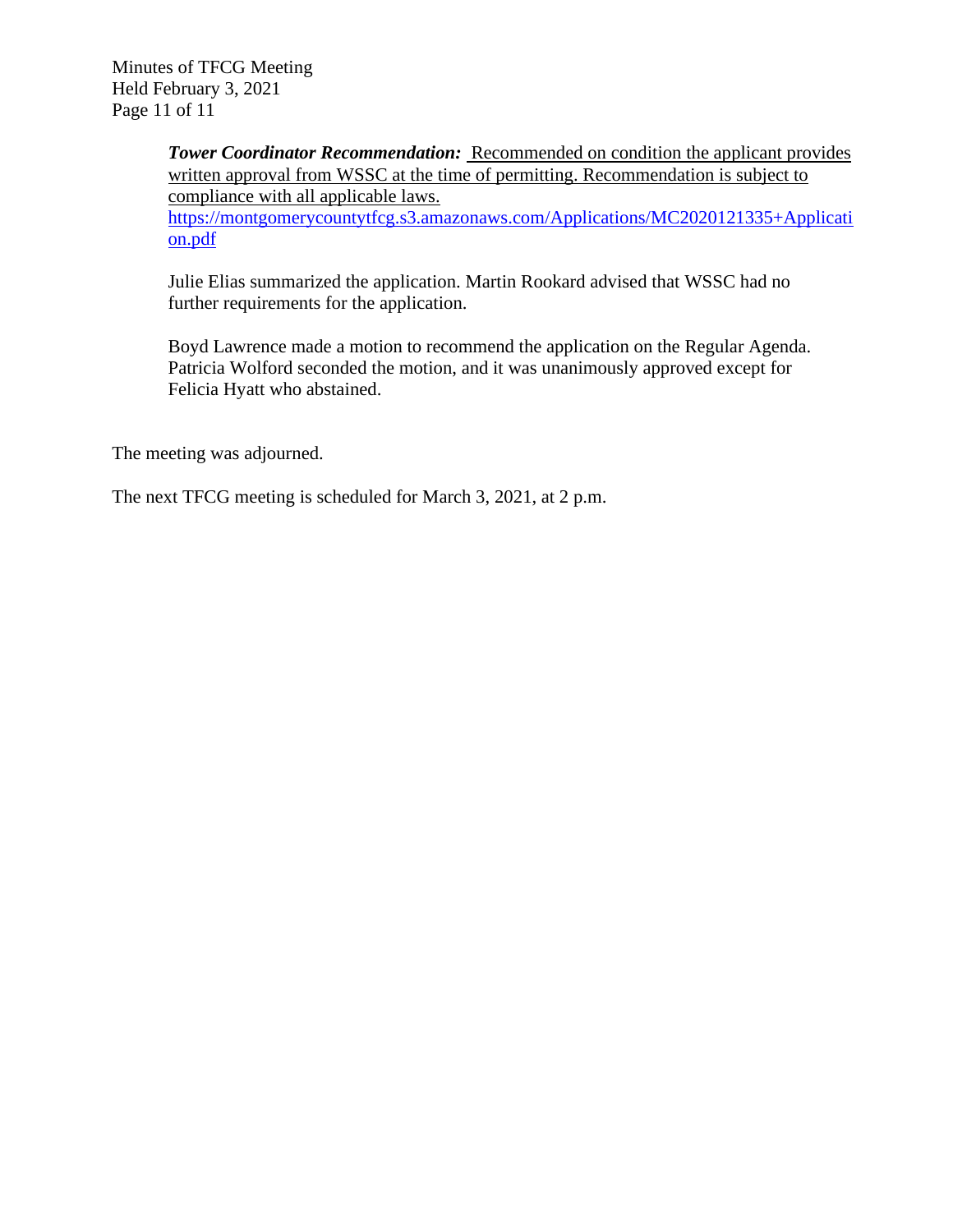***Tower Coordinator Recommendation:*** Recommended on condition the applicant provides written approval from WSSC at the time of permitting. Recommendation is subject to compliance with all applicable laws.
https://montgomerycountytfcg.s3.amazonaws.com/Applications/MC2020121335+Application.pdf

Julie Elias summarized the application. Martin Rookard advised that WSSC had no further requirements for the application.

Boyd Lawrence made a motion to recommend the application on the Regular Agenda. Patricia Wolford seconded the motion, and it was unanimously approved except for Felicia Hyatt who abstained.

The meeting was adjourned.

The next TFCG meeting is scheduled for March 3, 2021, at 2 p.m.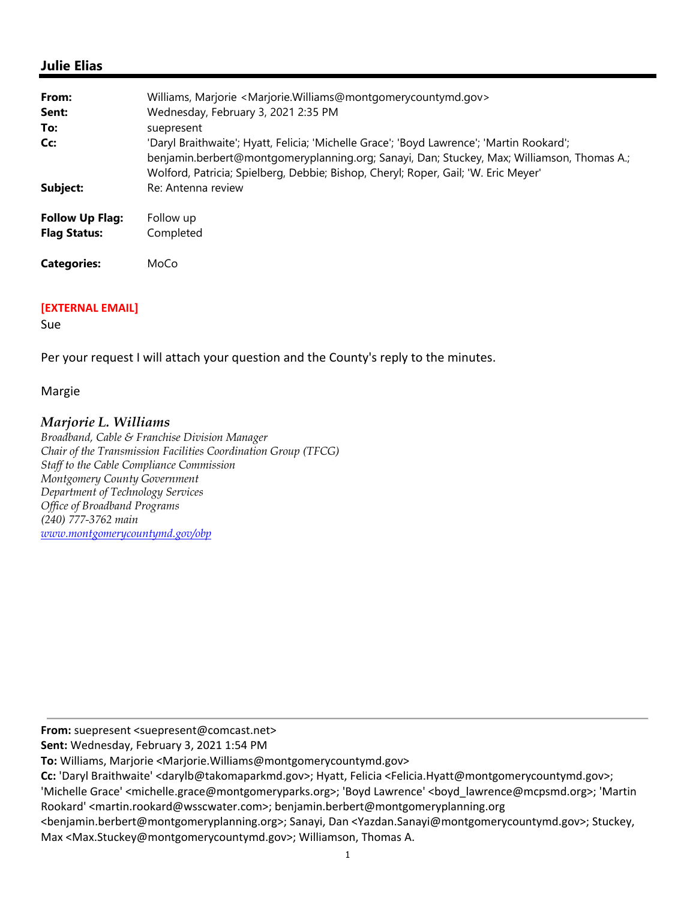## Julie Elias

**From:** Williams, Marjorie <Marjorie.Williams@montgomerycountymd.gov>
**Sent:** Wednesday, February 3, 2021 2:35 PM
**To:** suepresent
**Cc:** 'Daryl Braithwaite'; Hyatt, Felicia; 'Michelle Grace'; 'Boyd Lawrence'; 'Martin Rookard'; benjamin.berbert@montgomeryplanning.org; Sanayi, Dan; Stuckey, Max; Williamson, Thomas A.; Wolford, Patricia; Spielberg, Debbie; Bishop, Cheryl; Roper, Gail; 'W. Eric Meyer'
**Subject:** Re: Antenna review

**Follow Up Flag:** Follow up
**Flag Status:** Completed

**Categories:** MoCo

**[EXTERNAL EMAIL]**

Sue

Per your request I will attach your question and the County's reply to the minutes.

Margie

***Marjorie L. Williams***
*Broadband, Cable & Franchise Division Manager*
*Chair of the Transmission Facilities Coordination Group (TFCG)*
*Staff to the Cable Compliance Commission*
*Montgomery County Government*
*Department of Technology Services*
*Office of Broadband Programs*
*(240) 777-3762 main*
*www.montgomerycountymd.gov/obp*

---

**From:** suepresent <suepresent@comcast.net>
**Sent:** Wednesday, February 3, 2021 1:54 PM
**To:** Williams, Marjorie <Marjorie.Williams@montgomerycountymd.gov>
**Cc:** 'Daryl Braithwaite' <darylb@takomaparkmd.gov>; Hyatt, Felicia <Felicia.Hyatt@montgomerycountymd.gov>; 'Michelle Grace' <michelle.grace@montgomeryparks.org>; 'Boyd Lawrence' <boyd_lawrence@mcpsmd.org>; 'Martin Rookard' <martin.rookard@wsscwater.com>; benjamin.berbert@montgomeryplanning.org <benjamin.berbert@montgomeryplanning.org>; Sanayi, Dan <Yazdan.Sanayi@montgomerycountymd.gov>; Stuckey, Max <Max.Stuckey@montgomerycountymd.gov>; Williamson, Thomas A.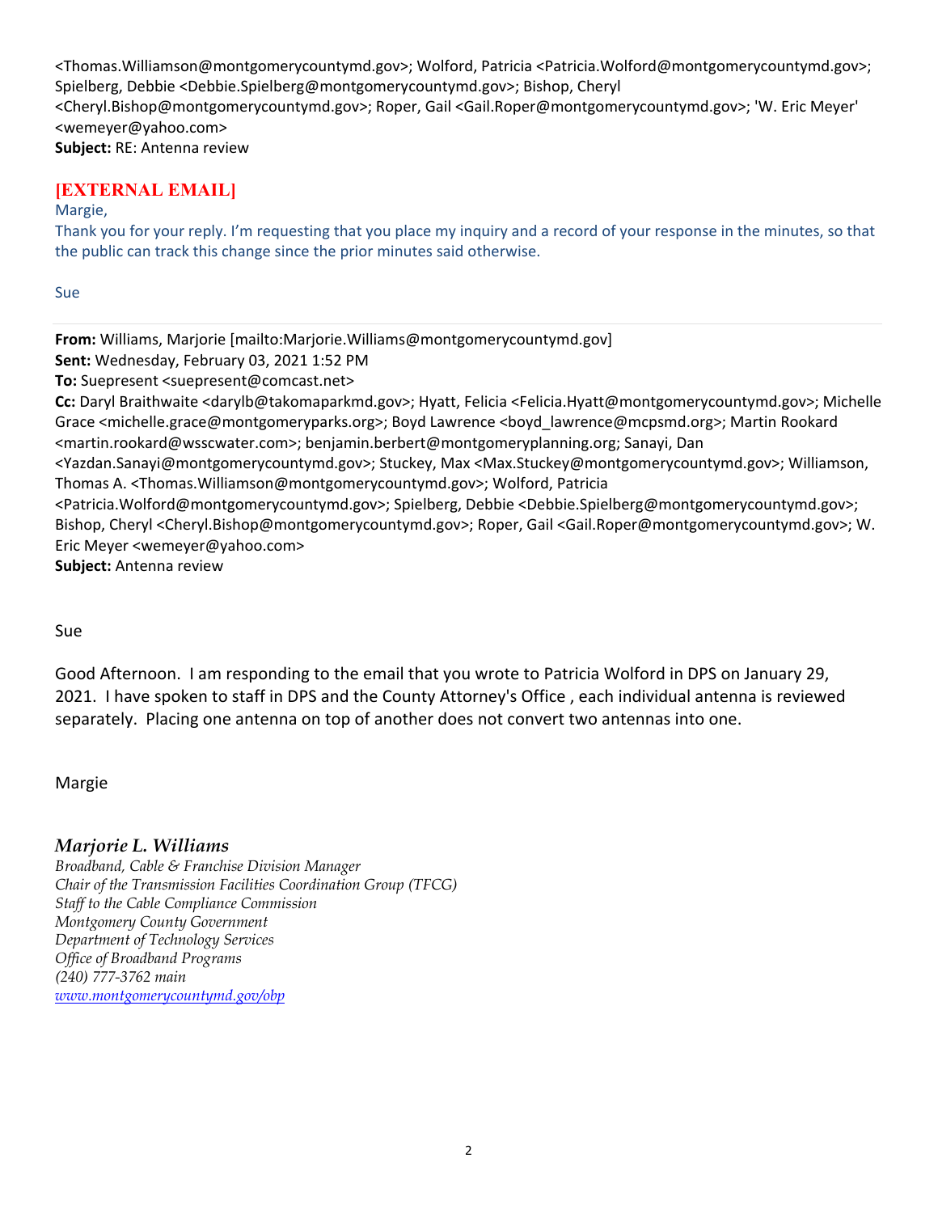<Thomas.Williamson@montgomerycountymd.gov>; Wolford, Patricia <Patricia.Wolford@montgomerycountymd.gov>; Spielberg, Debbie <Debbie.Spielberg@montgomerycountymd.gov>; Bishop, Cheryl <Cheryl.Bishop@montgomerycountymd.gov>; Roper, Gail <Gail.Roper@montgomerycountymd.gov>; 'W. Eric Meyer' <wemeyer@yahoo.com>
**Subject:** RE: Antenna review

**[EXTERNAL EMAIL]**

Margie,

Thank you for your reply. I'm requesting that you place my inquiry and a record of your response in the minutes, so that the public can track this change since the prior minutes said otherwise.

Sue

---

**From:** Williams, Marjorie [mailto:Marjorie.Williams@montgomerycountymd.gov]
**Sent:** Wednesday, February 03, 2021 1:52 PM
**To:** Suepresent <suepresent@comcast.net>
**Cc:** Daryl Braithwaite <darylb@takomaparkmd.gov>; Hyatt, Felicia <Felicia.Hyatt@montgomerycountymd.gov>; Michelle Grace <michelle.grace@montgomeryparks.org>; Boyd Lawrence <boyd_lawrence@mcpsmd.org>; Martin Rookard <martin.rookard@wsscwater.com>; benjamin.berbert@montgomeryplanning.org; Sanayi, Dan <Yazdan.Sanayi@montgomerycountymd.gov>; Stuckey, Max <Max.Stuckey@montgomerycountymd.gov>; Williamson, Thomas A. <Thomas.Williamson@montgomerycountymd.gov>; Wolford, Patricia <Patricia.Wolford@montgomerycountymd.gov>; Spielberg, Debbie <Debbie.Spielberg@montgomerycountymd.gov>; Bishop, Cheryl <Cheryl.Bishop@montgomerycountymd.gov>; Roper, Gail <Gail.Roper@montgomerycountymd.gov>; W. Eric Meyer <wemeyer@yahoo.com>
**Subject:** Antenna review

Sue

Good Afternoon. I am responding to the email that you wrote to Patricia Wolford in DPS on January 29, 2021. I have spoken to staff in DPS and the County Attorney's Office , each individual antenna is reviewed separately. Placing one antenna on top of another does not convert two antennas into one.

Margie

***Marjorie L. Williams***
*Broadband, Cable & Franchise Division Manager*
*Chair of the Transmission Facilities Coordination Group (TFCG)*
*Staff to the Cable Compliance Commission*
*Montgomery County Government*
*Department of Technology Services*
*Office of Broadband Programs*
*(240) 777-3762 main*
*www.montgomerycountymd.gov/obp*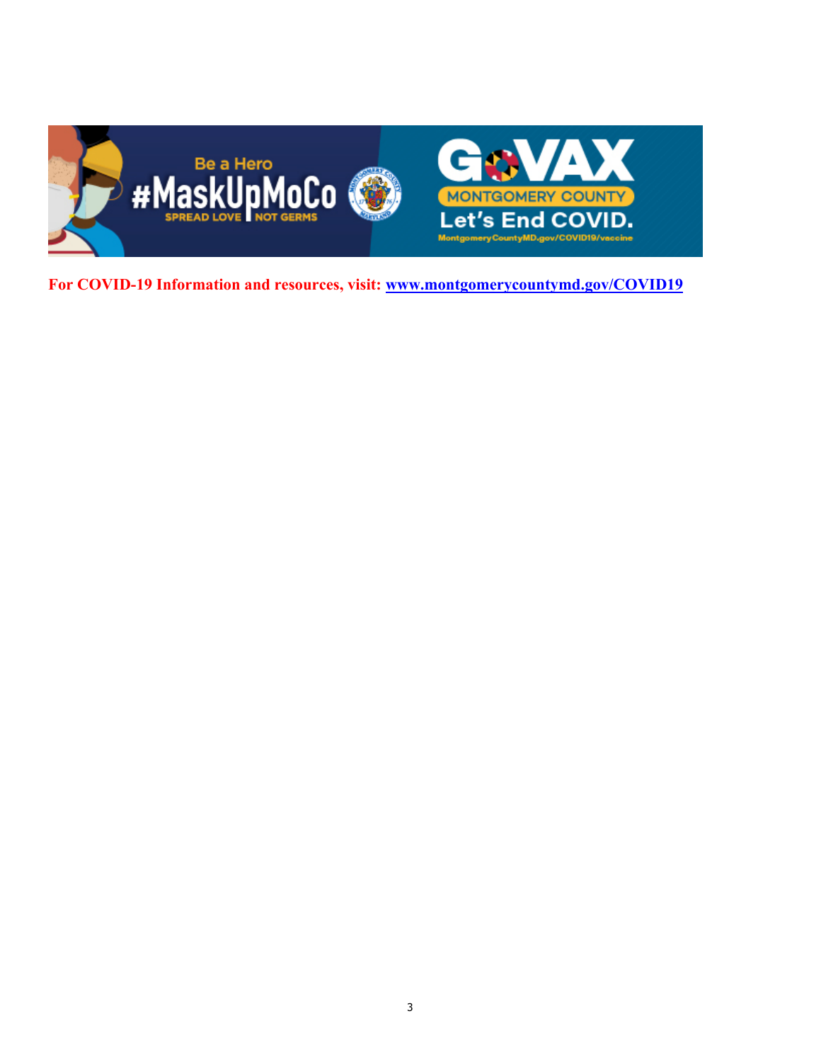**For COVID-19 Information and resources, visit: [www.montgomerycountymd.gov/COVID19](http://www.montgomerycountymd.gov/COVID19)**